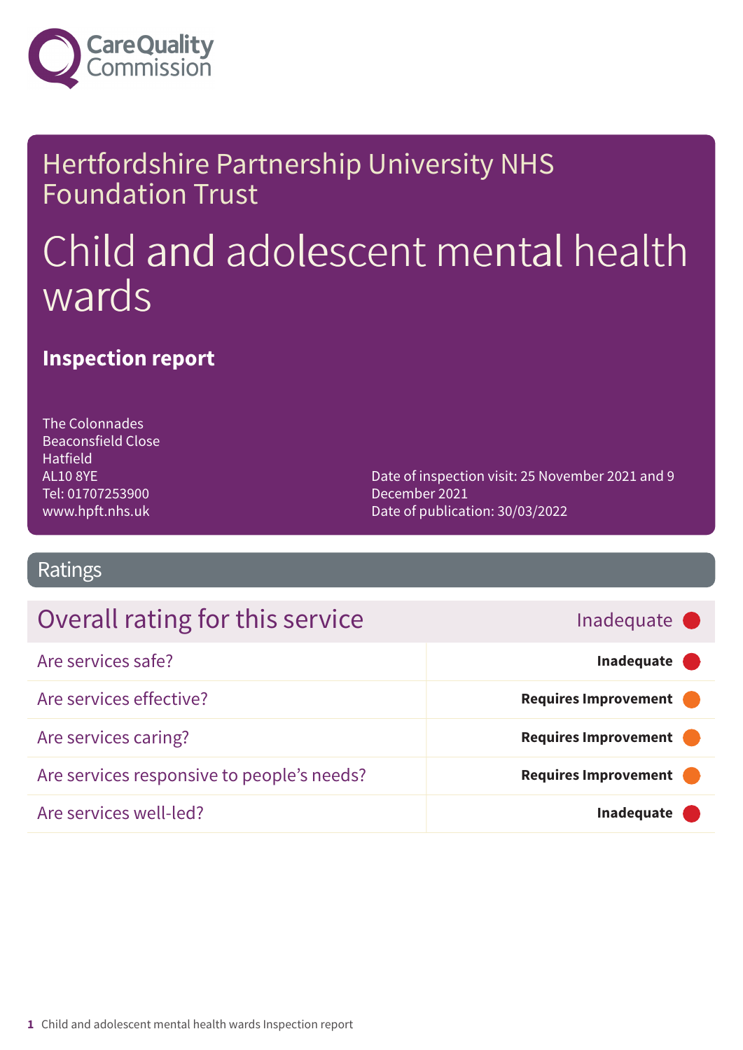# Hertfordshire Partnership University NHS Foundation Trust

# Child and adolescent mental health wards

## Inspection report

The Colonnades
Beaconsfield Close
Hatfield
AL10 8YE
Tel: 01707253900
www.hpft.nhs.uk

Date of inspection visit: 25 November 2021 and 9 December 2021
Date of publication: 30/03/2022

## Ratings

| Overall rating for this service | Inadequate |
|---|---|
| Are services safe? | **Inadequate** |
| Are services effective? | **Requires Improvement** |
| Are services caring? | **Requires Improvement** |
| Are services responsive to people's needs? | **Requires Improvement** |
| Are services well-led? | **Inadequate** |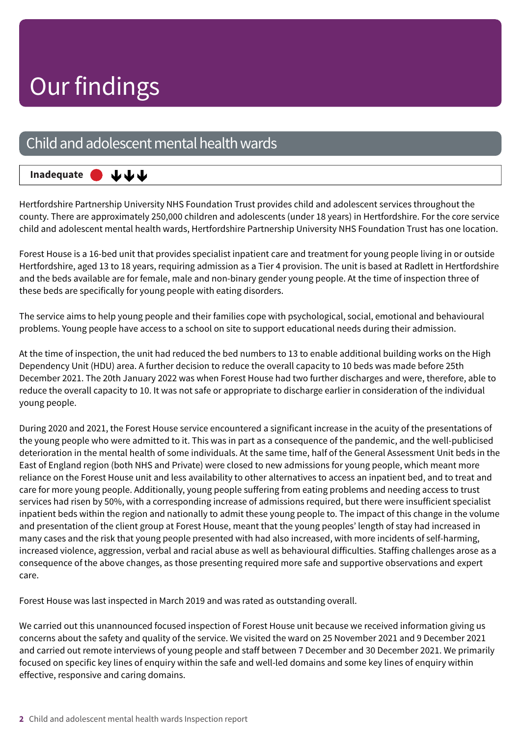# Our findings

## Child and adolescent mental health wards

**Inadequate** ⬇⬇⬇

Hertfordshire Partnership University NHS Foundation Trust provides child and adolescent services throughout the county. There are approximately 250,000 children and adolescents (under 18 years) in Hertfordshire. For the core service child and adolescent mental health wards, Hertfordshire Partnership University NHS Foundation Trust has one location.

Forest House is a 16-bed unit that provides specialist inpatient care and treatment for young people living in or outside Hertfordshire, aged 13 to 18 years, requiring admission as a Tier 4 provision. The unit is based at Radlett in Hertfordshire and the beds available are for female, male and non-binary gender young people. At the time of inspection three of these beds are specifically for young people with eating disorders.

The service aims to help young people and their families cope with psychological, social, emotional and behavioural problems. Young people have access to a school on site to support educational needs during their admission.

At the time of inspection, the unit had reduced the bed numbers to 13 to enable additional building works on the High Dependency Unit (HDU) area. A further decision to reduce the overall capacity to 10 beds was made before 25th December 2021. The 20th January 2022 was when Forest House had two further discharges and were, therefore, able to reduce the overall capacity to 10. It was not safe or appropriate to discharge earlier in consideration of the individual young people.

During 2020 and 2021, the Forest House service encountered a significant increase in the acuity of the presentations of the young people who were admitted to it. This was in part as a consequence of the pandemic, and the well-publicised deterioration in the mental health of some individuals. At the same time, half of the General Assessment Unit beds in the East of England region (both NHS and Private) were closed to new admissions for young people, which meant more reliance on the Forest House unit and less availability to other alternatives to access an inpatient bed, and to treat and care for more young people. Additionally, young people suffering from eating problems and needing access to trust services had risen by 50%, with a corresponding increase of admissions required, but there were insufficient specialist inpatient beds within the region and nationally to admit these young people to. The impact of this change in the volume and presentation of the client group at Forest House, meant that the young peoples' length of stay had increased in many cases and the risk that young people presented with had also increased, with more incidents of self-harming, increased violence, aggression, verbal and racial abuse as well as behavioural difficulties. Staffing challenges arose as a consequence of the above changes, as those presenting required more safe and supportive observations and expert care.

Forest House was last inspected in March 2019 and was rated as outstanding overall.

We carried out this unannounced focused inspection of Forest House unit because we received information giving us concerns about the safety and quality of the service. We visited the ward on 25 November 2021 and 9 December 2021 and carried out remote interviews of young people and staff between 7 December and 30 December 2021. We primarily focused on specific key lines of enquiry within the safe and well-led domains and some key lines of enquiry within effective, responsive and caring domains.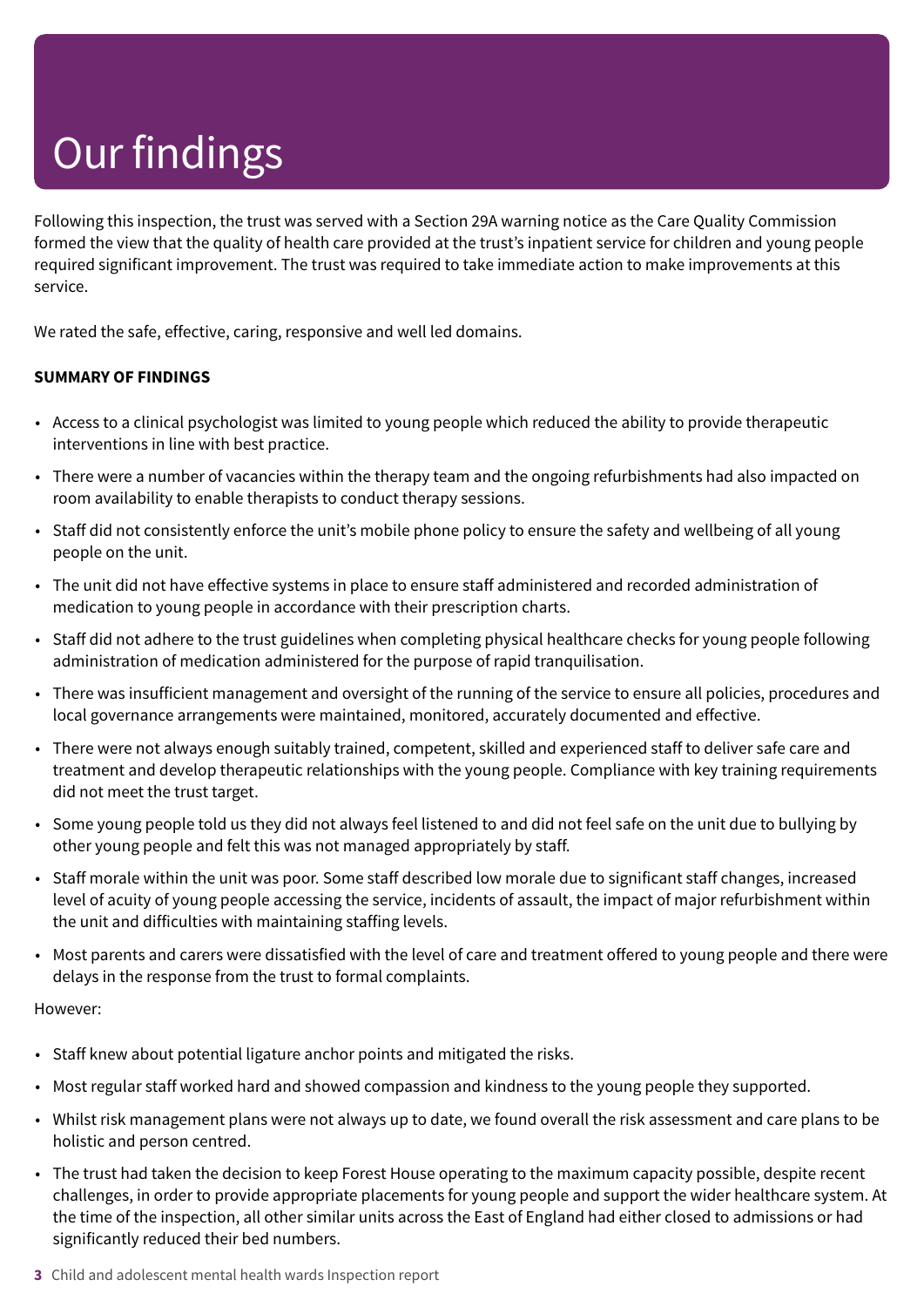# Our findings

Following this inspection, the trust was served with a Section 29A warning notice as the Care Quality Commission formed the view that the quality of health care provided at the trust's inpatient service for children and young people required significant improvement. The trust was required to take immediate action to make improvements at this service.

We rated the safe, effective, caring, responsive and well led domains.

**SUMMARY OF FINDINGS**

- Access to a clinical psychologist was limited to young people which reduced the ability to provide therapeutic interventions in line with best practice.
- There were a number of vacancies within the therapy team and the ongoing refurbishments had also impacted on room availability to enable therapists to conduct therapy sessions.
- Staff did not consistently enforce the unit's mobile phone policy to ensure the safety and wellbeing of all young people on the unit.
- The unit did not have effective systems in place to ensure staff administered and recorded administration of medication to young people in accordance with their prescription charts.
- Staff did not adhere to the trust guidelines when completing physical healthcare checks for young people following administration of medication administered for the purpose of rapid tranquilisation.
- There was insufficient management and oversight of the running of the service to ensure all policies, procedures and local governance arrangements were maintained, monitored, accurately documented and effective.
- There were not always enough suitably trained, competent, skilled and experienced staff to deliver safe care and treatment and develop therapeutic relationships with the young people. Compliance with key training requirements did not meet the trust target.
- Some young people told us they did not always feel listened to and did not feel safe on the unit due to bullying by other young people and felt this was not managed appropriately by staff.
- Staff morale within the unit was poor. Some staff described low morale due to significant staff changes, increased level of acuity of young people accessing the service, incidents of assault, the impact of major refurbishment within the unit and difficulties with maintaining staffing levels.
- Most parents and carers were dissatisfied with the level of care and treatment offered to young people and there were delays in the response from the trust to formal complaints.

However:

- Staff knew about potential ligature anchor points and mitigated the risks.
- Most regular staff worked hard and showed compassion and kindness to the young people they supported.
- Whilst risk management plans were not always up to date, we found overall the risk assessment and care plans to be holistic and person centred.
- The trust had taken the decision to keep Forest House operating to the maximum capacity possible, despite recent challenges, in order to provide appropriate placements for young people and support the wider healthcare system. At the time of the inspection, all other similar units across the East of England had either closed to admissions or had significantly reduced their bed numbers.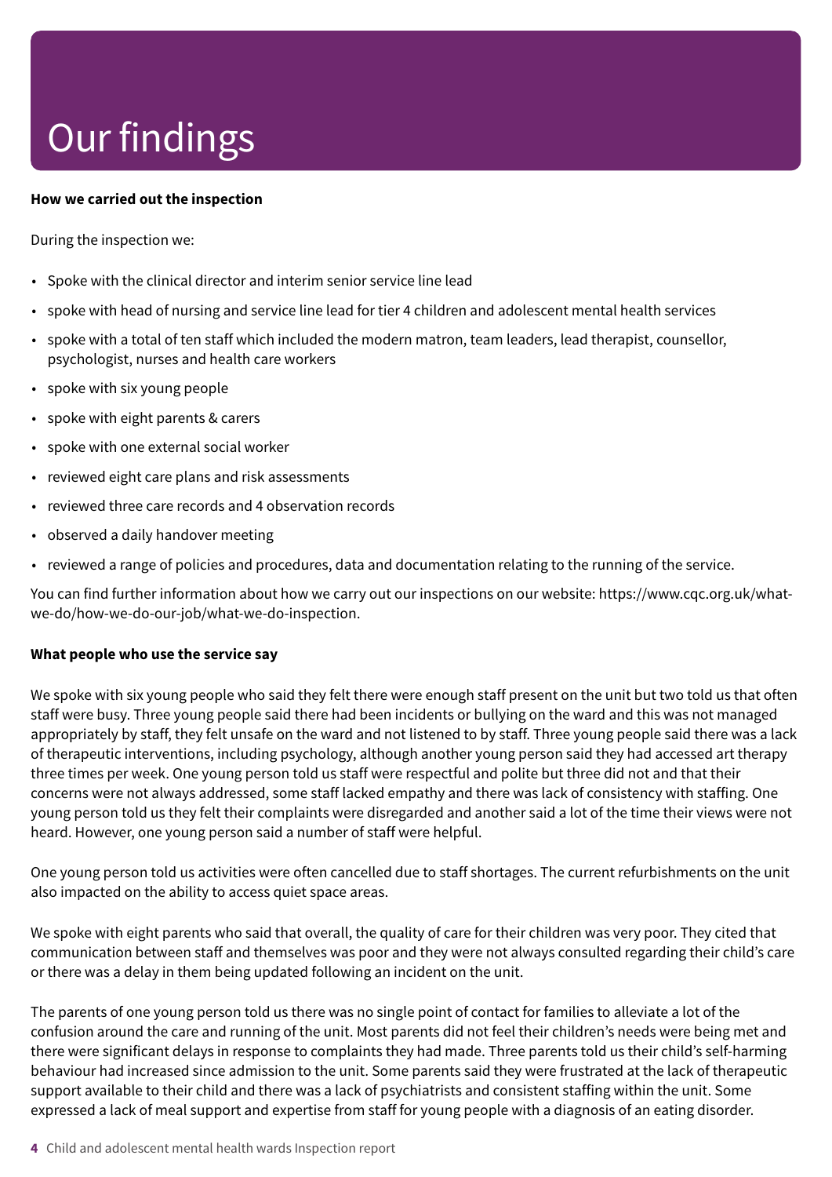# Our findings

**How we carried out the inspection**

During the inspection we:

- Spoke with the clinical director and interim senior service line lead
- spoke with head of nursing and service line lead for tier 4 children and adolescent mental health services
- spoke with a total of ten staff which included the modern matron, team leaders, lead therapist, counsellor, psychologist, nurses and health care workers
- spoke with six young people
- spoke with eight parents & carers
- spoke with one external social worker
- reviewed eight care plans and risk assessments
- reviewed three care records and 4 observation records
- observed a daily handover meeting
- reviewed a range of policies and procedures, data and documentation relating to the running of the service.

You can find further information about how we carry out our inspections on our website: https://www.cqc.org.uk/what-we-do/how-we-do-our-job/what-we-do-inspection.

**What people who use the service say**

We spoke with six young people who said they felt there were enough staff present on the unit but two told us that often staff were busy. Three young people said there had been incidents or bullying on the ward and this was not managed appropriately by staff, they felt unsafe on the ward and not listened to by staff. Three young people said there was a lack of therapeutic interventions, including psychology, although another young person said they had accessed art therapy three times per week. One young person told us staff were respectful and polite but three did not and that their concerns were not always addressed, some staff lacked empathy and there was lack of consistency with staffing. One young person told us they felt their complaints were disregarded and another said a lot of the time their views were not heard. However, one young person said a number of staff were helpful.

One young person told us activities were often cancelled due to staff shortages. The current refurbishments on the unit also impacted on the ability to access quiet space areas.

We spoke with eight parents who said that overall, the quality of care for their children was very poor. They cited that communication between staff and themselves was poor and they were not always consulted regarding their child's care or there was a delay in them being updated following an incident on the unit.

The parents of one young person told us there was no single point of contact for families to alleviate a lot of the confusion around the care and running of the unit. Most parents did not feel their children's needs were being met and there were significant delays in response to complaints they had made. Three parents told us their child's self-harming behaviour had increased since admission to the unit. Some parents said they were frustrated at the lack of therapeutic support available to their child and there was a lack of psychiatrists and consistent staffing within the unit. Some expressed a lack of meal support and expertise from staff for young people with a diagnosis of an eating disorder.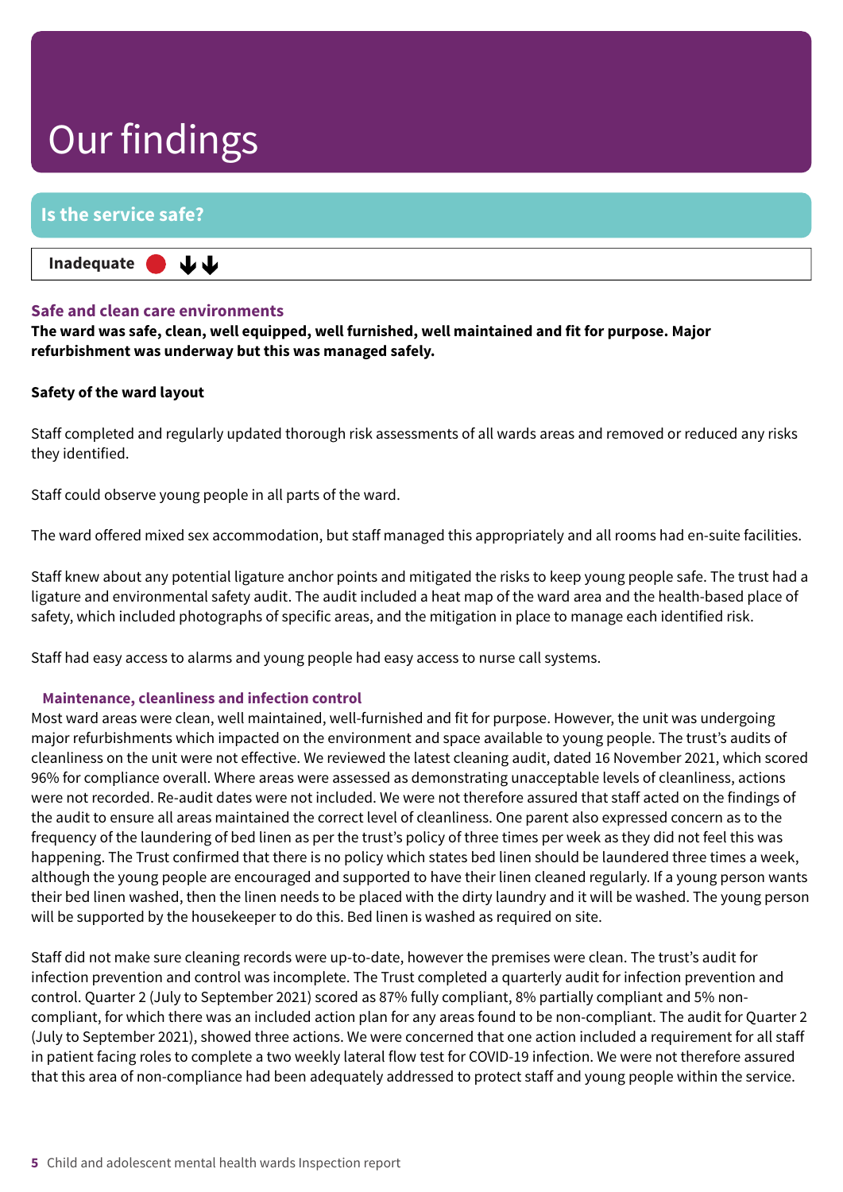# Our findings

## Is the service safe?

**Inadequate** ⬇⬇

### Safe and clean care environments

**The ward was safe, clean, well equipped, well furnished, well maintained and fit for purpose. Major refurbishment was underway but this was managed safely.**

**Safety of the ward layout**

Staff completed and regularly updated thorough risk assessments of all wards areas and removed or reduced any risks they identified.

Staff could observe young people in all parts of the ward.

The ward offered mixed sex accommodation, but staff managed this appropriately and all rooms had en-suite facilities.

Staff knew about any potential ligature anchor points and mitigated the risks to keep young people safe. The trust had a ligature and environmental safety audit. The audit included a heat map of the ward area and the health-based place of safety, which included photographs of specific areas, and the mitigation in place to manage each identified risk.

Staff had easy access to alarms and young people had easy access to nurse call systems.

### Maintenance, cleanliness and infection control

Most ward areas were clean, well maintained, well-furnished and fit for purpose. However, the unit was undergoing major refurbishments which impacted on the environment and space available to young people. The trust's audits of cleanliness on the unit were not effective. We reviewed the latest cleaning audit, dated 16 November 2021, which scored 96% for compliance overall. Where areas were assessed as demonstrating unacceptable levels of cleanliness, actions were not recorded. Re-audit dates were not included. We were not therefore assured that staff acted on the findings of the audit to ensure all areas maintained the correct level of cleanliness. One parent also expressed concern as to the frequency of the laundering of bed linen as per the trust's policy of three times per week as they did not feel this was happening. The Trust confirmed that there is no policy which states bed linen should be laundered three times a week, although the young people are encouraged and supported to have their linen cleaned regularly. If a young person wants their bed linen washed, then the linen needs to be placed with the dirty laundry and it will be washed. The young person will be supported by the housekeeper to do this. Bed linen is washed as required on site.

Staff did not make sure cleaning records were up-to-date, however the premises were clean. The trust's audit for infection prevention and control was incomplete. The Trust completed a quarterly audit for infection prevention and control. Quarter 2 (July to September 2021) scored as 87% fully compliant, 8% partially compliant and 5% non-compliant, for which there was an included action plan for any areas found to be non-compliant. The audit for Quarter 2 (July to September 2021), showed three actions. We were concerned that one action included a requirement for all staff in patient facing roles to complete a two weekly lateral flow test for COVID-19 infection. We were not therefore assured that this area of non-compliance had been adequately addressed to protect staff and young people within the service.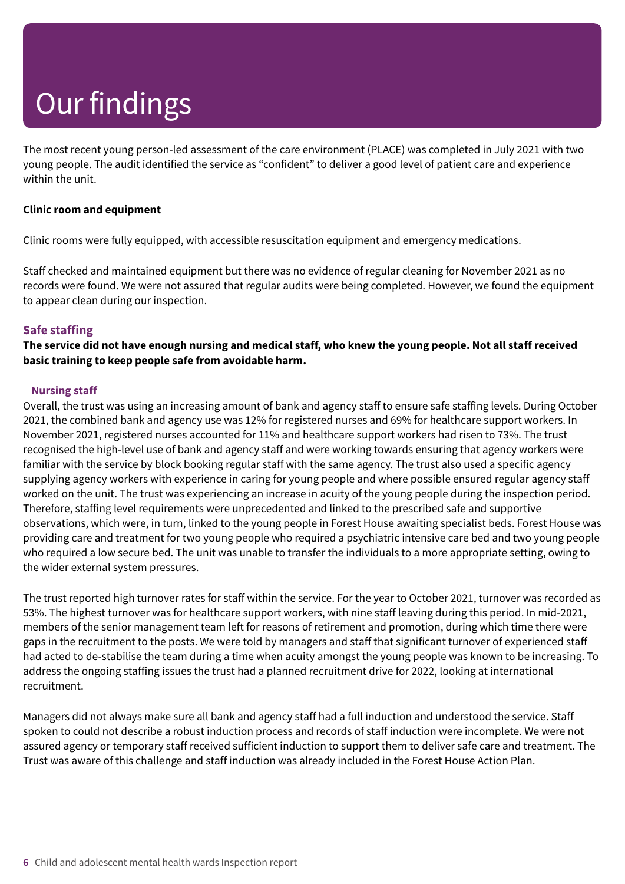# Our findings

The most recent young person-led assessment of the care environment (PLACE) was completed in July 2021 with two young people. The audit identified the service as "confident" to deliver a good level of patient care and experience within the unit.

**Clinic room and equipment**

Clinic rooms were fully equipped, with accessible resuscitation equipment and emergency medications.

Staff checked and maintained equipment but there was no evidence of regular cleaning for November 2021 as no records were found. We were not assured that regular audits were being completed. However, we found the equipment to appear clean during our inspection.

### Safe staffing

**The service did not have enough nursing and medical staff, who knew the young people. Not all staff received basic training to keep people safe from avoidable harm.**

#### Nursing staff

Overall, the trust was using an increasing amount of bank and agency staff to ensure safe staffing levels. During October 2021, the combined bank and agency use was 12% for registered nurses and 69% for healthcare support workers. In November 2021, registered nurses accounted for 11% and healthcare support workers had risen to 73%. The trust recognised the high-level use of bank and agency staff and were working towards ensuring that agency workers were familiar with the service by block booking regular staff with the same agency. The trust also used a specific agency supplying agency workers with experience in caring for young people and where possible ensured regular agency staff worked on the unit. The trust was experiencing an increase in acuity of the young people during the inspection period. Therefore, staffing level requirements were unprecedented and linked to the prescribed safe and supportive observations, which were, in turn, linked to the young people in Forest House awaiting specialist beds. Forest House was providing care and treatment for two young people who required a psychiatric intensive care bed and two young people who required a low secure bed. The unit was unable to transfer the individuals to a more appropriate setting, owing to the wider external system pressures.

The trust reported high turnover rates for staff within the service. For the year to October 2021, turnover was recorded as 53%. The highest turnover was for healthcare support workers, with nine staff leaving during this period. In mid-2021, members of the senior management team left for reasons of retirement and promotion, during which time there were gaps in the recruitment to the posts. We were told by managers and staff that significant turnover of experienced staff had acted to de-stabilise the team during a time when acuity amongst the young people was known to be increasing. To address the ongoing staffing issues the trust had a planned recruitment drive for 2022, looking at international recruitment.

Managers did not always make sure all bank and agency staff had a full induction and understood the service. Staff spoken to could not describe a robust induction process and records of staff induction were incomplete. We were not assured agency or temporary staff received sufficient induction to support them to deliver safe care and treatment. The Trust was aware of this challenge and staff induction was already included in the Forest House Action Plan.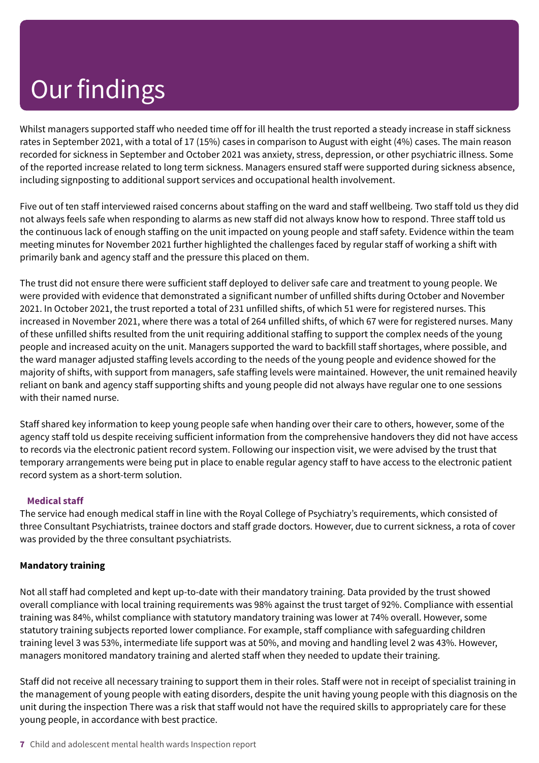# Our findings

Whilst managers supported staff who needed time off for ill health the trust reported a steady increase in staff sickness rates in September 2021, with a total of 17 (15%) cases in comparison to August with eight (4%) cases. The main reason recorded for sickness in September and October 2021 was anxiety, stress, depression, or other psychiatric illness. Some of the reported increase related to long term sickness. Managers ensured staff were supported during sickness absence, including signposting to additional support services and occupational health involvement.

Five out of ten staff interviewed raised concerns about staffing on the ward and staff wellbeing. Two staff told us they did not always feels safe when responding to alarms as new staff did not always know how to respond. Three staff told us the continuous lack of enough staffing on the unit impacted on young people and staff safety. Evidence within the team meeting minutes for November 2021 further highlighted the challenges faced by regular staff of working a shift with primarily bank and agency staff and the pressure this placed on them.

The trust did not ensure there were sufficient staff deployed to deliver safe care and treatment to young people. We were provided with evidence that demonstrated a significant number of unfilled shifts during October and November 2021. In October 2021, the trust reported a total of 231 unfilled shifts, of which 51 were for registered nurses. This increased in November 2021, where there was a total of 264 unfilled shifts, of which 67 were for registered nurses. Many of these unfilled shifts resulted from the unit requiring additional staffing to support the complex needs of the young people and increased acuity on the unit. Managers supported the ward to backfill staff shortages, where possible, and the ward manager adjusted staffing levels according to the needs of the young people and evidence showed for the majority of shifts, with support from managers, safe staffing levels were maintained. However, the unit remained heavily reliant on bank and agency staff supporting shifts and young people did not always have regular one to one sessions with their named nurse.

Staff shared key information to keep young people safe when handing over their care to others, however, some of the agency staff told us despite receiving sufficient information from the comprehensive handovers they did not have access to records via the electronic patient record system. Following our inspection visit, we were advised by the trust that temporary arrangements were being put in place to enable regular agency staff to have access to the electronic patient record system as a short-term solution.

### Medical staff

The service had enough medical staff in line with the Royal College of Psychiatry's requirements, which consisted of three Consultant Psychiatrists, trainee doctors and staff grade doctors. However, due to current sickness, a rota of cover was provided by the three consultant psychiatrists.

### Mandatory training

Not all staff had completed and kept up-to-date with their mandatory training. Data provided by the trust showed overall compliance with local training requirements was 98% against the trust target of 92%. Compliance with essential training was 84%, whilst compliance with statutory mandatory training was lower at 74% overall. However, some statutory training subjects reported lower compliance. For example, staff compliance with safeguarding children training level 3 was 53%, intermediate life support was at 50%, and moving and handling level 2 was 43%. However, managers monitored mandatory training and alerted staff when they needed to update their training.

Staff did not receive all necessary training to support them in their roles. Staff were not in receipt of specialist training in the management of young people with eating disorders, despite the unit having young people with this diagnosis on the unit during the inspection There was a risk that staff would not have the required skills to appropriately care for these young people, in accordance with best practice.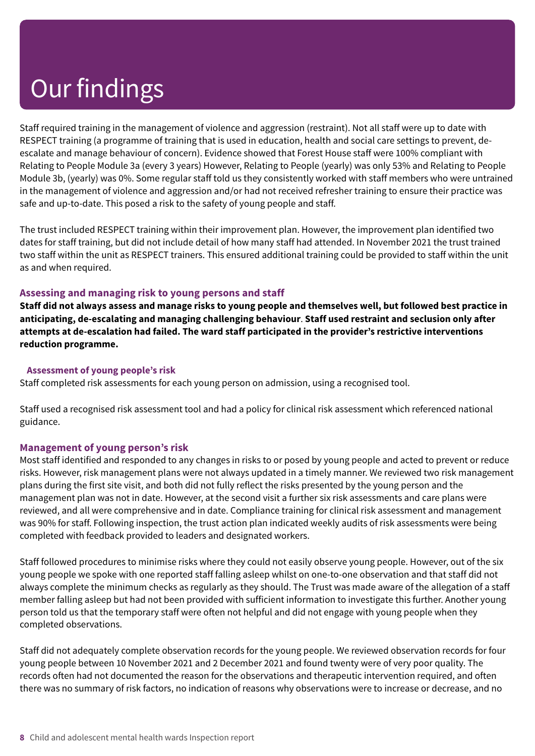# Our findings

Staff required training in the management of violence and aggression (restraint). Not all staff were up to date with RESPECT training (a programme of training that is used in education, health and social care settings to prevent, de-escalate and manage behaviour of concern). Evidence showed that Forest House staff were 100% compliant with Relating to People Module 3a (every 3 years) However, Relating to People (yearly) was only 53% and Relating to People Module 3b, (yearly) was 0%. Some regular staff told us they consistently worked with staff members who were untrained in the management of violence and aggression and/or had not received refresher training to ensure their practice was safe and up-to-date. This posed a risk to the safety of young people and staff.

The trust included RESPECT training within their improvement plan. However, the improvement plan identified two dates for staff training, but did not include detail of how many staff had attended. In November 2021 the trust trained two staff within the unit as RESPECT trainers. This ensured additional training could be provided to staff within the unit as and when required.

### Assessing and managing risk to young persons and staff

**Staff did not always assess and manage risks to young people and themselves well, but followed best practice in anticipating, de-escalating and managing challenging behaviour. Staff used restraint and seclusion only after attempts at de-escalation had failed. The ward staff participated in the provider's restrictive interventions reduction programme.**

#### Assessment of young people's risk

Staff completed risk assessments for each young person on admission, using a recognised tool.

Staff used a recognised risk assessment tool and had a policy for clinical risk assessment which referenced national guidance.

### Management of young person's risk

Most staff identified and responded to any changes in risks to or posed by young people and acted to prevent or reduce risks. However, risk management plans were not always updated in a timely manner. We reviewed two risk management plans during the first site visit, and both did not fully reflect the risks presented by the young person and the management plan was not in date. However, at the second visit a further six risk assessments and care plans were reviewed, and all were comprehensive and in date. Compliance training for clinical risk assessment and management was 90% for staff. Following inspection, the trust action plan indicated weekly audits of risk assessments were being completed with feedback provided to leaders and designated workers.

Staff followed procedures to minimise risks where they could not easily observe young people. However, out of the six young people we spoke with one reported staff falling asleep whilst on one-to-one observation and that staff did not always complete the minimum checks as regularly as they should. The Trust was made aware of the allegation of a staff member falling asleep but had not been provided with sufficient information to investigate this further. Another young person told us that the temporary staff were often not helpful and did not engage with young people when they completed observations.

Staff did not adequately complete observation records for the young people. We reviewed observation records for four young people between 10 November 2021 and 2 December 2021 and found twenty were of very poor quality. The records often had not documented the reason for the observations and therapeutic intervention required, and often there was no summary of risk factors, no indication of reasons why observations were to increase or decrease, and no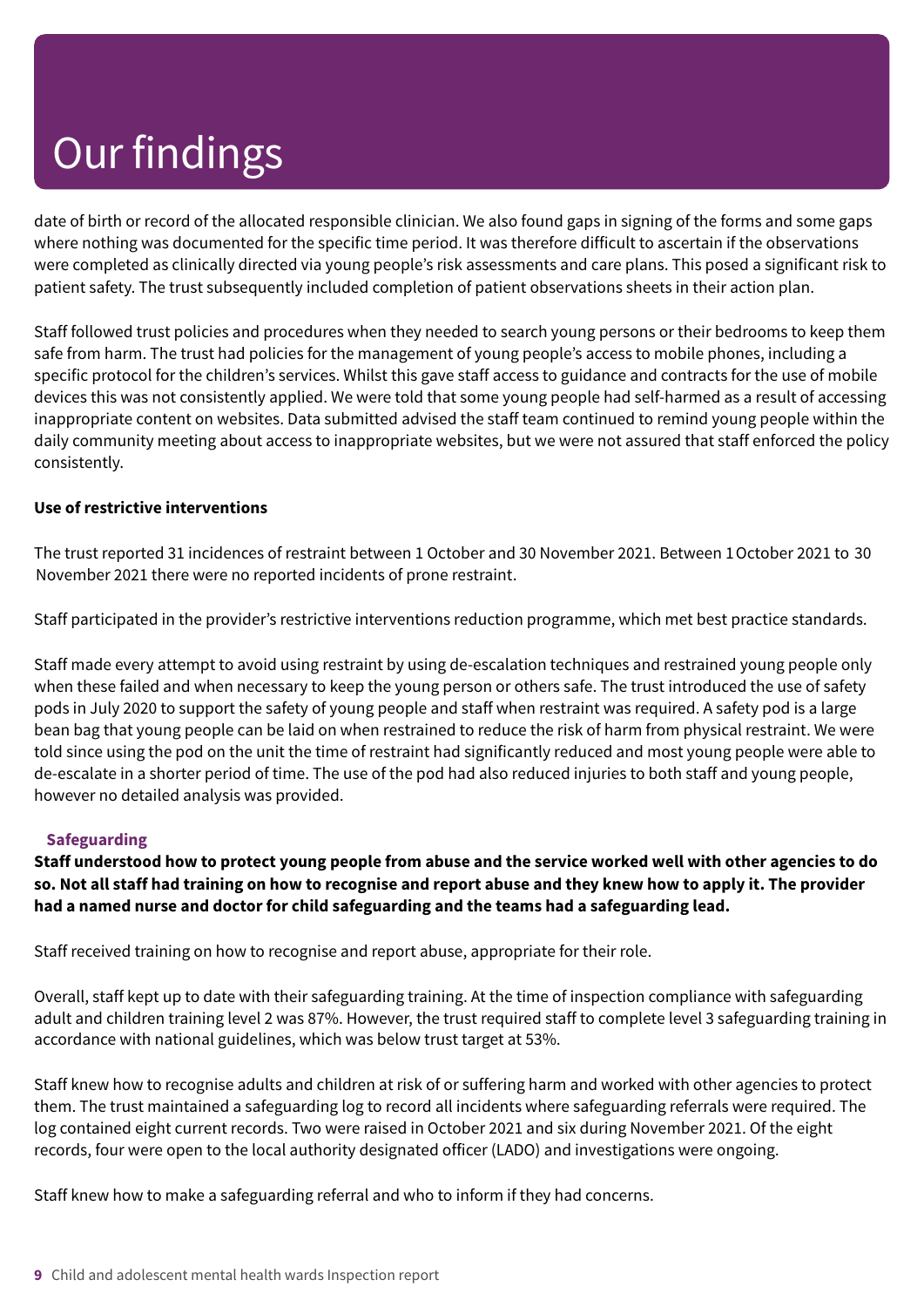# Our findings

date of birth or record of the allocated responsible clinician. We also found gaps in signing of the forms and some gaps where nothing was documented for the specific time period. It was therefore difficult to ascertain if the observations were completed as clinically directed via young people's risk assessments and care plans. This posed a significant risk to patient safety. The trust subsequently included completion of patient observations sheets in their action plan.

Staff followed trust policies and procedures when they needed to search young persons or their bedrooms to keep them safe from harm. The trust had policies for the management of young people's access to mobile phones, including a specific protocol for the children's services. Whilst this gave staff access to guidance and contracts for the use of mobile devices this was not consistently applied. We were told that some young people had self-harmed as a result of accessing inappropriate content on websites. Data submitted advised the staff team continued to remind young people within the daily community meeting about access to inappropriate websites, but we were not assured that staff enforced the policy consistently.

**Use of restrictive interventions**

The trust reported 31 incidences of restraint between 1 October and 30 November 2021. Between 1 October 2021 to 30 November 2021 there were no reported incidents of prone restraint.

Staff participated in the provider's restrictive interventions reduction programme, which met best practice standards.

Staff made every attempt to avoid using restraint by using de-escalation techniques and restrained young people only when these failed and when necessary to keep the young person or others safe. The trust introduced the use of safety pods in July 2020 to support the safety of young people and staff when restraint was required. A safety pod is a large bean bag that young people can be laid on when restrained to reduce the risk of harm from physical restraint. We were told since using the pod on the unit the time of restraint had significantly reduced and most young people were able to de-escalate in a shorter period of time. The use of the pod had also reduced injuries to both staff and young people, however no detailed analysis was provided.

### Safeguarding

**Staff understood how to protect young people from abuse and the service worked well with other agencies to do so. Not all staff had training on how to recognise and report abuse and they knew how to apply it. The provider had a named nurse and doctor for child safeguarding and the teams had a safeguarding lead.**

Staff received training on how to recognise and report abuse, appropriate for their role.

Overall, staff kept up to date with their safeguarding training. At the time of inspection compliance with safeguarding adult and children training level 2 was 87%. However, the trust required staff to complete level 3 safeguarding training in accordance with national guidelines, which was below trust target at 53%.

Staff knew how to recognise adults and children at risk of or suffering harm and worked with other agencies to protect them. The trust maintained a safeguarding log to record all incidents where safeguarding referrals were required. The log contained eight current records. Two were raised in October 2021 and six during November 2021. Of the eight records, four were open to the local authority designated officer (LADO) and investigations were ongoing.

Staff knew how to make a safeguarding referral and who to inform if they had concerns.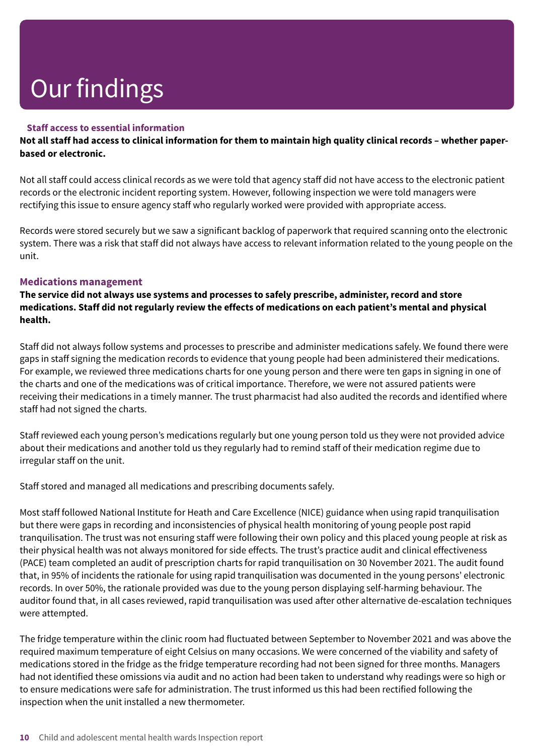# Our findings

### Staff access to essential information

**Not all staff had access to clinical information for them to maintain high quality clinical records – whether paper-based or electronic.**

Not all staff could access clinical records as we were told that agency staff did not have access to the electronic patient records or the electronic incident reporting system. However, following inspection we were told managers were rectifying this issue to ensure agency staff who regularly worked were provided with appropriate access.

Records were stored securely but we saw a significant backlog of paperwork that required scanning onto the electronic system. There was a risk that staff did not always have access to relevant information related to the young people on the unit.

### Medications management

**The service did not always use systems and processes to safely prescribe, administer, record and store medications. Staff did not regularly review the effects of medications on each patient's mental and physical health.**

Staff did not always follow systems and processes to prescribe and administer medications safely. We found there were gaps in staff signing the medication records to evidence that young people had been administered their medications. For example, we reviewed three medications charts for one young person and there were ten gaps in signing in one of the charts and one of the medications was of critical importance. Therefore, we were not assured patients were receiving their medications in a timely manner. The trust pharmacist had also audited the records and identified where staff had not signed the charts.

Staff reviewed each young person's medications regularly but one young person told us they were not provided advice about their medications and another told us they regularly had to remind staff of their medication regime due to irregular staff on the unit.

Staff stored and managed all medications and prescribing documents safely.

Most staff followed National Institute for Heath and Care Excellence (NICE) guidance when using rapid tranquilisation but there were gaps in recording and inconsistencies of physical health monitoring of young people post rapid tranquilisation. The trust was not ensuring staff were following their own policy and this placed young people at risk as their physical health was not always monitored for side effects. The trust's practice audit and clinical effectiveness (PACE) team completed an audit of prescription charts for rapid tranquilisation on 30 November 2021. The audit found that, in 95% of incidents the rationale for using rapid tranquilisation was documented in the young persons' electronic records. In over 50%, the rationale provided was due to the young person displaying self-harming behaviour. The auditor found that, in all cases reviewed, rapid tranquilisation was used after other alternative de-escalation techniques were attempted.

The fridge temperature within the clinic room had fluctuated between September to November 2021 and was above the required maximum temperature of eight Celsius on many occasions. We were concerned of the viability and safety of medications stored in the fridge as the fridge temperature recording had not been signed for three months. Managers had not identified these omissions via audit and no action had been taken to understand why readings were so high or to ensure medications were safe for administration. The trust informed us this had been rectified following the inspection when the unit installed a new thermometer.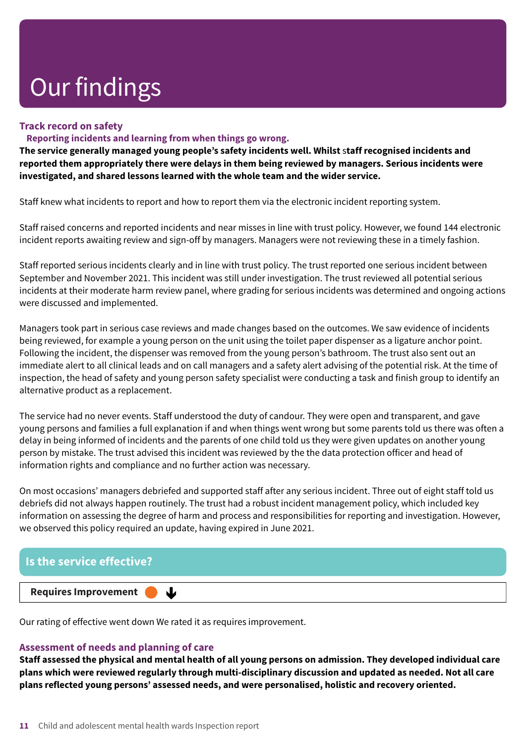# Our findings

### Track record on safety

#### Reporting incidents and learning from when things go wrong.

**The service generally managed young people's safety incidents well. Whilst staff recognised incidents and reported them appropriately there were delays in them being reviewed by managers. Serious incidents were investigated, and shared lessons learned with the whole team and the wider service.**

Staff knew what incidents to report and how to report them via the electronic incident reporting system.

Staff raised concerns and reported incidents and near misses in line with trust policy. However, we found 144 electronic incident reports awaiting review and sign-off by managers. Managers were not reviewing these in a timely fashion.

Staff reported serious incidents clearly and in line with trust policy. The trust reported one serious incident between September and November 2021. This incident was still under investigation. The trust reviewed all potential serious incidents at their moderate harm review panel, where grading for serious incidents was determined and ongoing actions were discussed and implemented.

Managers took part in serious case reviews and made changes based on the outcomes. We saw evidence of incidents being reviewed, for example a young person on the unit using the toilet paper dispenser as a ligature anchor point. Following the incident, the dispenser was removed from the young person's bathroom. The trust also sent out an immediate alert to all clinical leads and on call managers and a safety alert advising of the potential risk. At the time of inspection, the head of safety and young person safety specialist were conducting a task and finish group to identify an alternative product as a replacement.

The service had no never events. Staff understood the duty of candour. They were open and transparent, and gave young persons and families a full explanation if and when things went wrong but some parents told us there was often a delay in being informed of incidents and the parents of one child told us they were given updates on another young person by mistake. The trust advised this incident was reviewed by the the data protection officer and head of information rights and compliance and no further action was necessary.

On most occasions' managers debriefed and supported staff after any serious incident. Three out of eight staff told us debriefs did not always happen routinely. The trust had a robust incident management policy, which included key information on assessing the degree of harm and process and responsibilities for reporting and investigation. However, we observed this policy required an update, having expired in June 2021.

## Is the service effective?

**Requires Improvement** ↓

Our rating of effective went down We rated it as requires improvement.

### Assessment of needs and planning of care

**Staff assessed the physical and mental health of all young persons on admission. They developed individual care plans which were reviewed regularly through multi-disciplinary discussion and updated as needed. Not all care plans reflected young persons' assessed needs, and were personalised, holistic and recovery oriented.**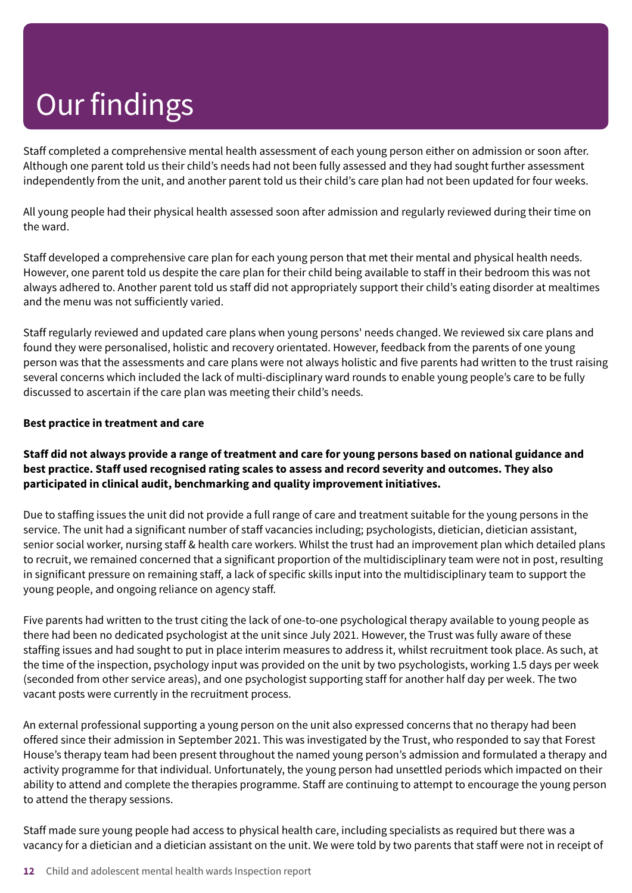# Our findings

Staff completed a comprehensive mental health assessment of each young person either on admission or soon after. Although one parent told us their child's needs had not been fully assessed and they had sought further assessment independently from the unit, and another parent told us their child's care plan had not been updated for four weeks.

All young people had their physical health assessed soon after admission and regularly reviewed during their time on the ward.

Staff developed a comprehensive care plan for each young person that met their mental and physical health needs. However, one parent told us despite the care plan for their child being available to staff in their bedroom this was not always adhered to. Another parent told us staff did not appropriately support their child's eating disorder at mealtimes and the menu was not sufficiently varied.

Staff regularly reviewed and updated care plans when young persons' needs changed. We reviewed six care plans and found they were personalised, holistic and recovery orientated. However, feedback from the parents of one young person was that the assessments and care plans were not always holistic and five parents had written to the trust raising several concerns which included the lack of multi-disciplinary ward rounds to enable young people's care to be fully discussed to ascertain if the care plan was meeting their child's needs.

**Best practice in treatment and care**

**Staff did not always provide a range of treatment and care for young persons based on national guidance and best practice. Staff used recognised rating scales to assess and record severity and outcomes. They also participated in clinical audit, benchmarking and quality improvement initiatives.**

Due to staffing issues the unit did not provide a full range of care and treatment suitable for the young persons in the service. The unit had a significant number of staff vacancies including; psychologists, dietician, dietician assistant, senior social worker, nursing staff & health care workers. Whilst the trust had an improvement plan which detailed plans to recruit, we remained concerned that a significant proportion of the multidisciplinary team were not in post, resulting in significant pressure on remaining staff, a lack of specific skills input into the multidisciplinary team to support the young people, and ongoing reliance on agency staff.

Five parents had written to the trust citing the lack of one-to-one psychological therapy available to young people as there had been no dedicated psychologist at the unit since July 2021. However, the Trust was fully aware of these staffing issues and had sought to put in place interim measures to address it, whilst recruitment took place. As such, at the time of the inspection, psychology input was provided on the unit by two psychologists, working 1.5 days per week (seconded from other service areas), and one psychologist supporting staff for another half day per week. The two vacant posts were currently in the recruitment process.

An external professional supporting a young person on the unit also expressed concerns that no therapy had been offered since their admission in September 2021. This was investigated by the Trust, who responded to say that Forest House's therapy team had been present throughout the named young person's admission and formulated a therapy and activity programme for that individual. Unfortunately, the young person had unsettled periods which impacted on their ability to attend and complete the therapies programme. Staff are continuing to attempt to encourage the young person to attend the therapy sessions.

Staff made sure young people had access to physical health care, including specialists as required but there was a vacancy for a dietician and a dietician assistant on the unit. We were told by two parents that staff were not in receipt of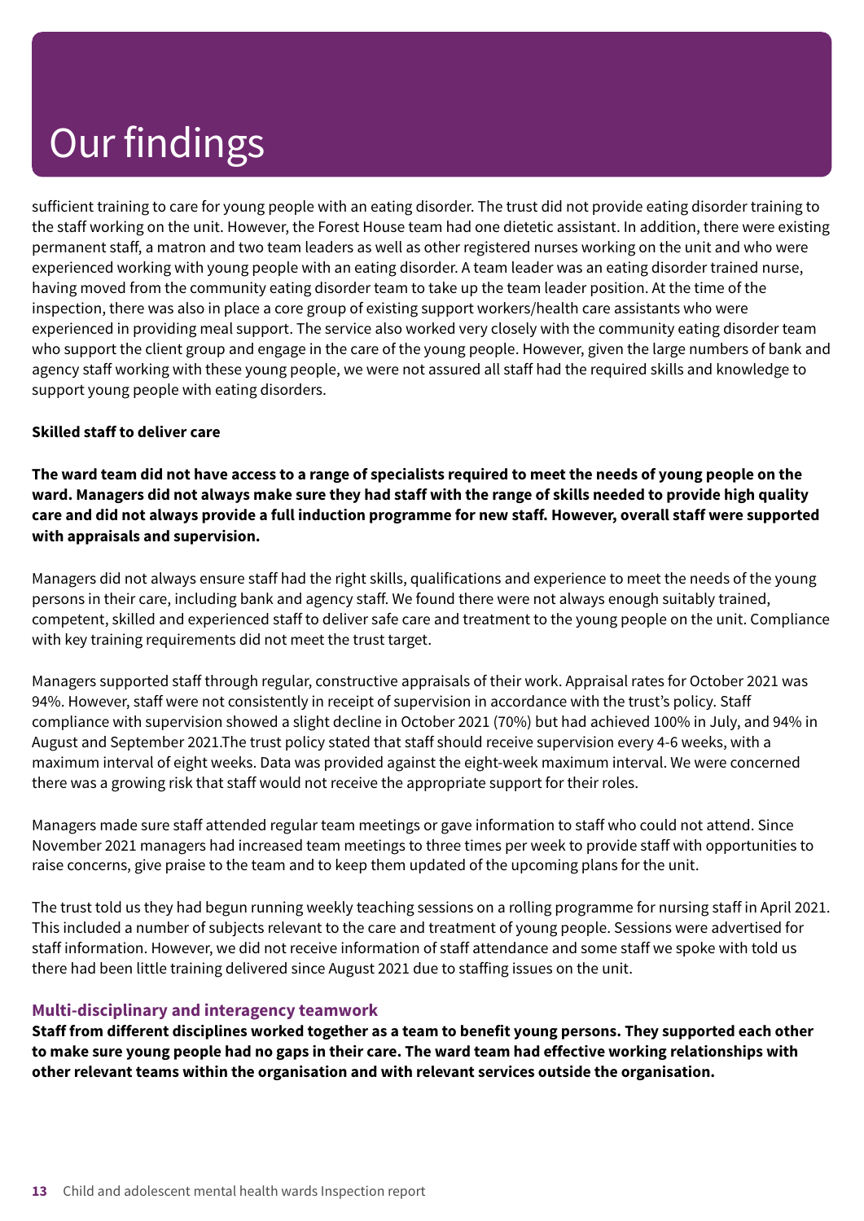# Our findings

sufficient training to care for young people with an eating disorder. The trust did not provide eating disorder training to the staff working on the unit. However, the Forest House team had one dietetic assistant. In addition, there were existing permanent staff, a matron and two team leaders as well as other registered nurses working on the unit and who were experienced working with young people with an eating disorder. A team leader was an eating disorder trained nurse, having moved from the community eating disorder team to take up the team leader position. At the time of the inspection, there was also in place a core group of existing support workers/health care assistants who were experienced in providing meal support. The service also worked very closely with the community eating disorder team who support the client group and engage in the care of the young people. However, given the large numbers of bank and agency staff working with these young people, we were not assured all staff had the required skills and knowledge to support young people with eating disorders.

**Skilled staff to deliver care**

**The ward team did not have access to a range of specialists required to meet the needs of young people on the ward. Managers did not always make sure they had staff with the range of skills needed to provide high quality care and did not always provide a full induction programme for new staff. However, overall staff were supported with appraisals and supervision.**

Managers did not always ensure staff had the right skills, qualifications and experience to meet the needs of the young persons in their care, including bank and agency staff. We found there were not always enough suitably trained, competent, skilled and experienced staff to deliver safe care and treatment to the young people on the unit. Compliance with key training requirements did not meet the trust target.

Managers supported staff through regular, constructive appraisals of their work. Appraisal rates for October 2021 was 94%. However, staff were not consistently in receipt of supervision in accordance with the trust's policy. Staff compliance with supervision showed a slight decline in October 2021 (70%) but had achieved 100% in July, and 94% in August and September 2021.The trust policy stated that staff should receive supervision every 4-6 weeks, with a maximum interval of eight weeks. Data was provided against the eight-week maximum interval. We were concerned there was a growing risk that staff would not receive the appropriate support for their roles.

Managers made sure staff attended regular team meetings or gave information to staff who could not attend. Since November 2021 managers had increased team meetings to three times per week to provide staff with opportunities to raise concerns, give praise to the team and to keep them updated of the upcoming plans for the unit.

The trust told us they had begun running weekly teaching sessions on a rolling programme for nursing staff in April 2021. This included a number of subjects relevant to the care and treatment of young people. Sessions were advertised for staff information. However, we did not receive information of staff attendance and some staff we spoke with told us there had been little training delivered since August 2021 due to staffing issues on the unit.

### Multi-disciplinary and interagency teamwork

**Staff from different disciplines worked together as a team to benefit young persons. They supported each other to make sure young people had no gaps in their care. The ward team had effective working relationships with other relevant teams within the organisation and with relevant services outside the organisation.**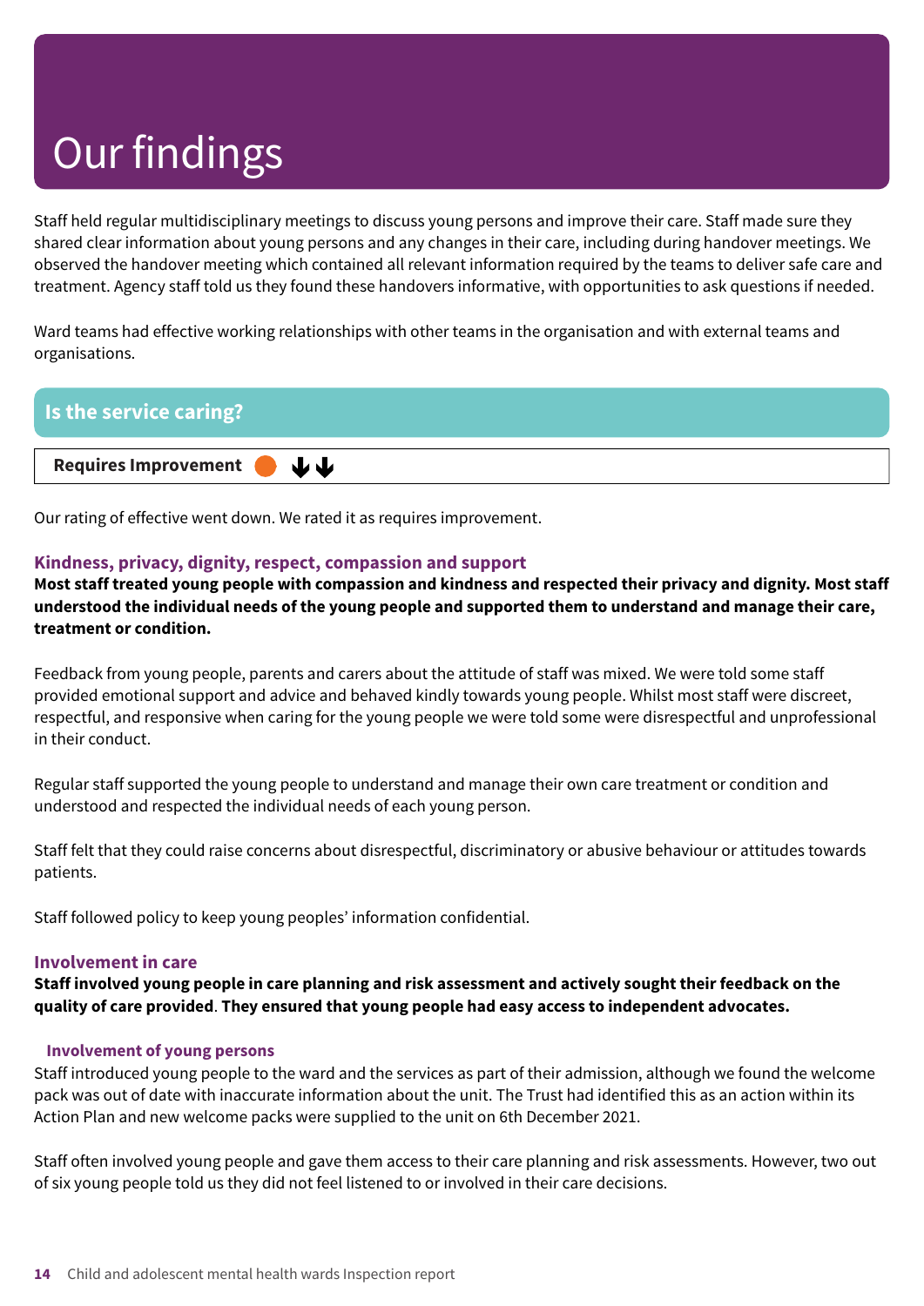# Our findings

Staff held regular multidisciplinary meetings to discuss young persons and improve their care. Staff made sure they shared clear information about young persons and any changes in their care, including during handover meetings. We observed the handover meeting which contained all relevant information required by the teams to deliver safe care and treatment. Agency staff told us they found these handovers informative, with opportunities to ask questions if needed.

Ward teams had effective working relationships with other teams in the organisation and with external teams and organisations.

## Is the service caring?

**Requires Improvement** ⬇⬇

Our rating of effective went down. We rated it as requires improvement.

### Kindness, privacy, dignity, respect, compassion and support

**Most staff treated young people with compassion and kindness and respected their privacy and dignity. Most staff understood the individual needs of the young people and supported them to understand and manage their care, treatment or condition.**

Feedback from young people, parents and carers about the attitude of staff was mixed. We were told some staff provided emotional support and advice and behaved kindly towards young people. Whilst most staff were discreet, respectful, and responsive when caring for the young people we were told some were disrespectful and unprofessional in their conduct.

Regular staff supported the young people to understand and manage their own care treatment or condition and understood and respected the individual needs of each young person.

Staff felt that they could raise concerns about disrespectful, discriminatory or abusive behaviour or attitudes towards patients.

Staff followed policy to keep young peoples' information confidential.

### Involvement in care

**Staff involved young people in care planning and risk assessment and actively sought their feedback on the quality of care provided**. **They ensured that young people had easy access to independent advocates.**

#### Involvement of young persons

Staff introduced young people to the ward and the services as part of their admission, although we found the welcome pack was out of date with inaccurate information about the unit. The Trust had identified this as an action within its Action Plan and new welcome packs were supplied to the unit on 6th December 2021.

Staff often involved young people and gave them access to their care planning and risk assessments. However, two out of six young people told us they did not feel listened to or involved in their care decisions.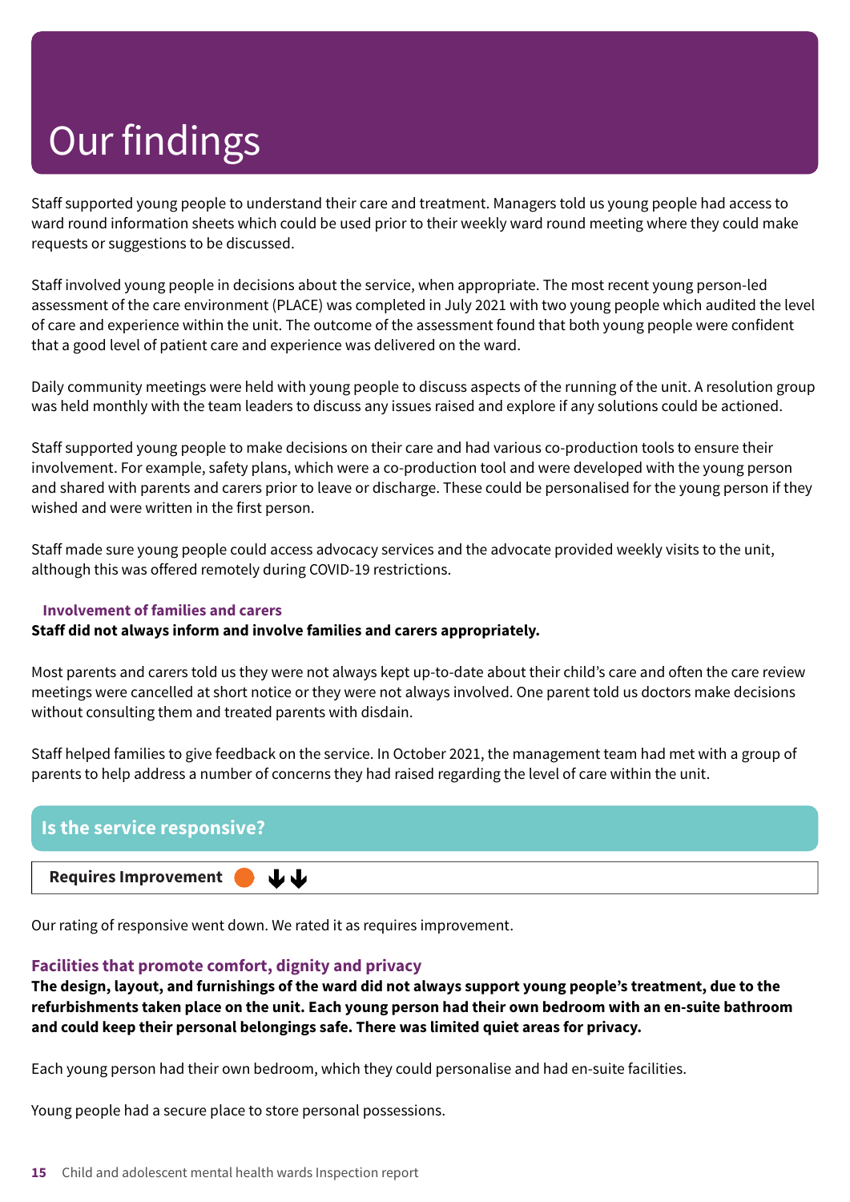# Our findings

Staff supported young people to understand their care and treatment. Managers told us young people had access to ward round information sheets which could be used prior to their weekly ward round meeting where they could make requests or suggestions to be discussed.

Staff involved young people in decisions about the service, when appropriate. The most recent young person-led assessment of the care environment (PLACE) was completed in July 2021 with two young people which audited the level of care and experience within the unit. The outcome of the assessment found that both young people were confident that a good level of patient care and experience was delivered on the ward.

Daily community meetings were held with young people to discuss aspects of the running of the unit. A resolution group was held monthly with the team leaders to discuss any issues raised and explore if any solutions could be actioned.

Staff supported young people to make decisions on their care and had various co-production tools to ensure their involvement. For example, safety plans, which were a co-production tool and were developed with the young person and shared with parents and carers prior to leave or discharge. These could be personalised for the young person if they wished and were written in the first person.

Staff made sure young people could access advocacy services and the advocate provided weekly visits to the unit, although this was offered remotely during COVID-19 restrictions.

### Involvement of families and carers

**Staff did not always inform and involve families and carers appropriately.**

Most parents and carers told us they were not always kept up-to-date about their child's care and often the care review meetings were cancelled at short notice or they were not always involved. One parent told us doctors make decisions without consulting them and treated parents with disdain.

Staff helped families to give feedback on the service. In October 2021, the management team had met with a group of parents to help address a number of concerns they had raised regarding the level of care within the unit.

## Is the service responsive?

**Requires Improvement** ⬇⬇

Our rating of responsive went down. We rated it as requires improvement.

### Facilities that promote comfort, dignity and privacy

**The design, layout, and furnishings of the ward did not always support young people's treatment, due to the refurbishments taken place on the unit. Each young person had their own bedroom with an en-suite bathroom and could keep their personal belongings safe. There was limited quiet areas for privacy.**

Each young person had their own bedroom, which they could personalise and had en-suite facilities.

Young people had a secure place to store personal possessions.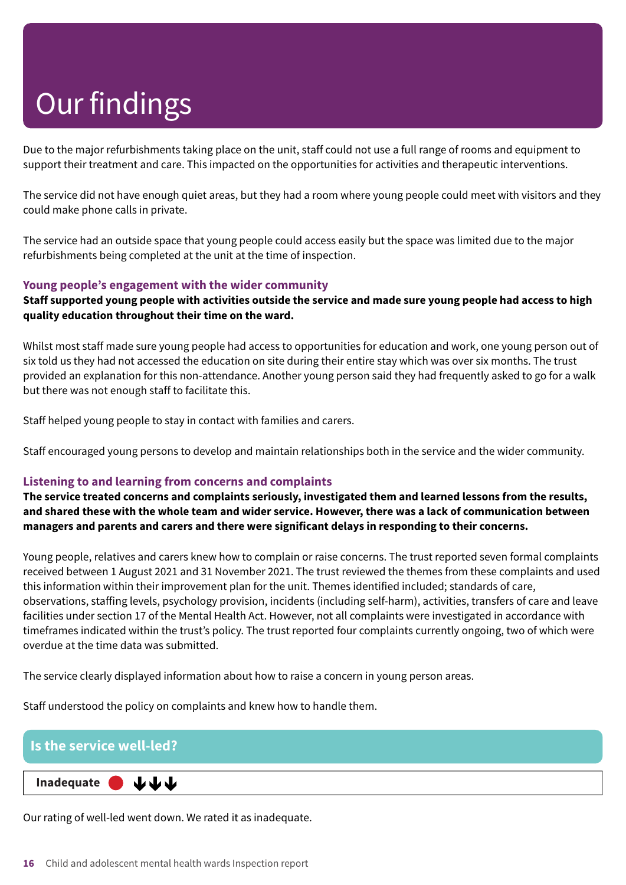# Our findings

Due to the major refurbishments taking place on the unit, staff could not use a full range of rooms and equipment to support their treatment and care. This impacted on the opportunities for activities and therapeutic interventions.

The service did not have enough quiet areas, but they had a room where young people could meet with visitors and they could make phone calls in private.

The service had an outside space that young people could access easily but the space was limited due to the major refurbishments being completed at the unit at the time of inspection.

### Young people's engagement with the wider community

**Staff supported young people with activities outside the service and made sure young people had access to high quality education throughout their time on the ward.**

Whilst most staff made sure young people had access to opportunities for education and work, one young person out of six told us they had not accessed the education on site during their entire stay which was over six months. The trust provided an explanation for this non-attendance. Another young person said they had frequently asked to go for a walk but there was not enough staff to facilitate this.

Staff helped young people to stay in contact with families and carers.

Staff encouraged young persons to develop and maintain relationships both in the service and the wider community.

### Listening to and learning from concerns and complaints

**The service treated concerns and complaints seriously, investigated them and learned lessons from the results, and shared these with the whole team and wider service. However, there was a lack of communication between managers and parents and carers and there were significant delays in responding to their concerns.**

Young people, relatives and carers knew how to complain or raise concerns. The trust reported seven formal complaints received between 1 August 2021 and 31 November 2021. The trust reviewed the themes from these complaints and used this information within their improvement plan for the unit. Themes identified included; standards of care, observations, staffing levels, psychology provision, incidents (including self-harm), activities, transfers of care and leave facilities under section 17 of the Mental Health Act. However, not all complaints were investigated in accordance with timeframes indicated within the trust's policy. The trust reported four complaints currently ongoing, two of which were overdue at the time data was submitted.

The service clearly displayed information about how to raise a concern in young person areas.

Staff understood the policy on complaints and knew how to handle them.

## Is the service well-led?

**Inadequate** ● ↓↓↓

Our rating of well-led went down. We rated it as inadequate.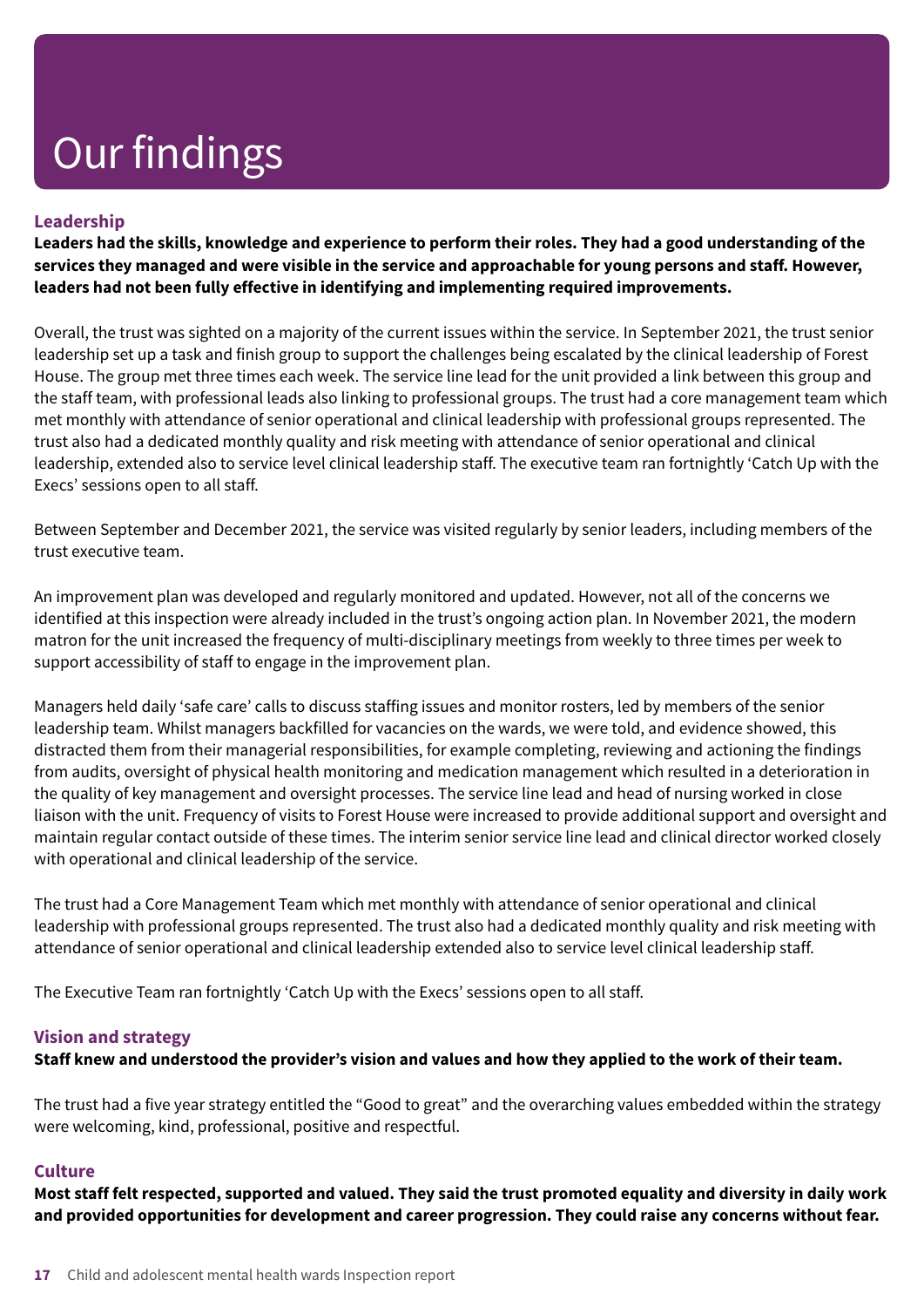# Our findings

### Leadership

**Leaders had the skills, knowledge and experience to perform their roles. They had a good understanding of the services they managed and were visible in the service and approachable for young persons and staff. However, leaders had not been fully effective in identifying and implementing required improvements.**

Overall, the trust was sighted on a majority of the current issues within the service. In September 2021, the trust senior leadership set up a task and finish group to support the challenges being escalated by the clinical leadership of Forest House. The group met three times each week. The service line lead for the unit provided a link between this group and the staff team, with professional leads also linking to professional groups. The trust had a core management team which met monthly with attendance of senior operational and clinical leadership with professional groups represented. The trust also had a dedicated monthly quality and risk meeting with attendance of senior operational and clinical leadership, extended also to service level clinical leadership staff. The executive team ran fortnightly 'Catch Up with the Execs' sessions open to all staff.

Between September and December 2021, the service was visited regularly by senior leaders, including members of the trust executive team.

An improvement plan was developed and regularly monitored and updated. However, not all of the concerns we identified at this inspection were already included in the trust's ongoing action plan. In November 2021, the modern matron for the unit increased the frequency of multi-disciplinary meetings from weekly to three times per week to support accessibility of staff to engage in the improvement plan.

Managers held daily 'safe care' calls to discuss staffing issues and monitor rosters, led by members of the senior leadership team. Whilst managers backfilled for vacancies on the wards, we were told, and evidence showed, this distracted them from their managerial responsibilities, for example completing, reviewing and actioning the findings from audits, oversight of physical health monitoring and medication management which resulted in a deterioration in the quality of key management and oversight processes. The service line lead and head of nursing worked in close liaison with the unit. Frequency of visits to Forest House were increased to provide additional support and oversight and maintain regular contact outside of these times. The interim senior service line lead and clinical director worked closely with operational and clinical leadership of the service.

The trust had a Core Management Team which met monthly with attendance of senior operational and clinical leadership with professional groups represented. The trust also had a dedicated monthly quality and risk meeting with attendance of senior operational and clinical leadership extended also to service level clinical leadership staff.

The Executive Team ran fortnightly 'Catch Up with the Execs' sessions open to all staff.

### Vision and strategy

**Staff knew and understood the provider's vision and values and how they applied to the work of their team.**

The trust had a five year strategy entitled the "Good to great" and the overarching values embedded within the strategy were welcoming, kind, professional, positive and respectful.

### Culture

**Most staff felt respected, supported and valued. They said the trust promoted equality and diversity in daily work and provided opportunities for development and career progression. They could raise any concerns without fear.**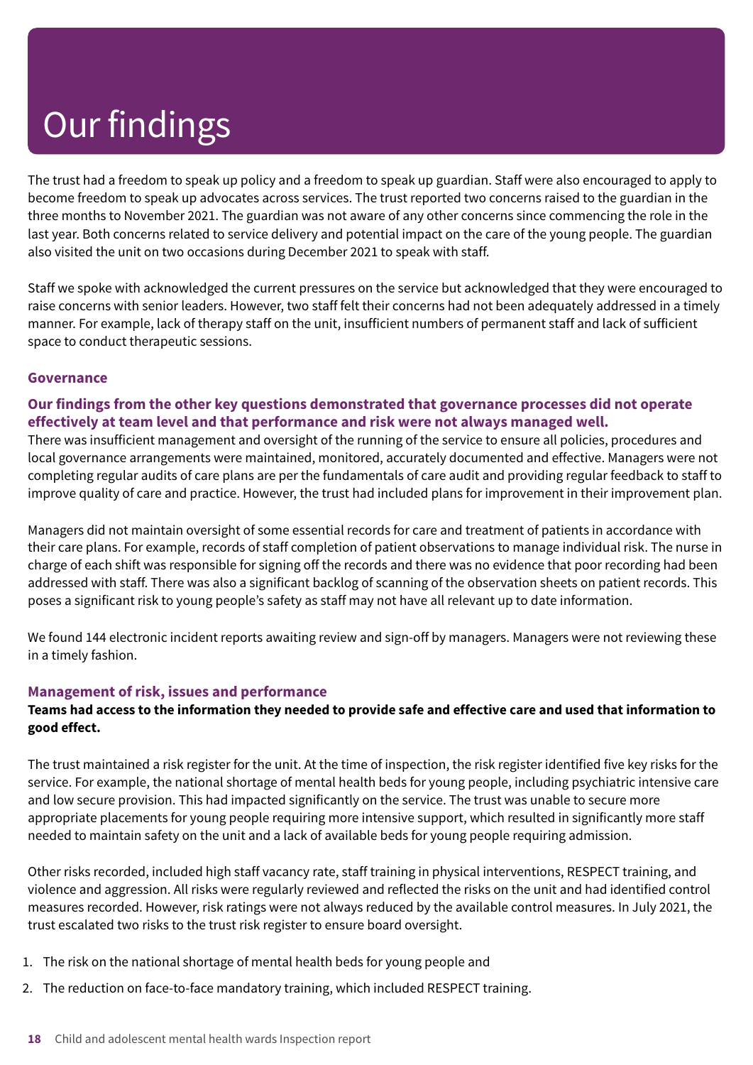# Our findings

The trust had a freedom to speak up policy and a freedom to speak up guardian. Staff were also encouraged to apply to become freedom to speak up advocates across services. The trust reported two concerns raised to the guardian in the three months to November 2021. The guardian was not aware of any other concerns since commencing the role in the last year. Both concerns related to service delivery and potential impact on the care of the young people. The guardian also visited the unit on two occasions during December 2021 to speak with staff.

Staff we spoke with acknowledged the current pressures on the service but acknowledged that they were encouraged to raise concerns with senior leaders. However, two staff felt their concerns had not been adequately addressed in a timely manner. For example, lack of therapy staff on the unit, insufficient numbers of permanent staff and lack of sufficient space to conduct therapeutic sessions.

### Governance

**Our findings from the other key questions demonstrated that governance processes did not operate effectively at team level and that performance and risk were not always managed well.**

There was insufficient management and oversight of the running of the service to ensure all policies, procedures and local governance arrangements were maintained, monitored, accurately documented and effective. Managers were not completing regular audits of care plans are per the fundamentals of care audit and providing regular feedback to staff to improve quality of care and practice. However, the trust had included plans for improvement in their improvement plan.

Managers did not maintain oversight of some essential records for care and treatment of patients in accordance with their care plans. For example, records of staff completion of patient observations to manage individual risk. The nurse in charge of each shift was responsible for signing off the records and there was no evidence that poor recording had been addressed with staff. There was also a significant backlog of scanning of the observation sheets on patient records. This poses a significant risk to young people's safety as staff may not have all relevant up to date information.

We found 144 electronic incident reports awaiting review and sign-off by managers. Managers were not reviewing these in a timely fashion.

### Management of risk, issues and performance

**Teams had access to the information they needed to provide safe and effective care and used that information to good effect.**

The trust maintained a risk register for the unit. At the time of inspection, the risk register identified five key risks for the service. For example, the national shortage of mental health beds for young people, including psychiatric intensive care and low secure provision. This had impacted significantly on the service. The trust was unable to secure more appropriate placements for young people requiring more intensive support, which resulted in significantly more staff needed to maintain safety on the unit and a lack of available beds for young people requiring admission.

Other risks recorded, included high staff vacancy rate, staff training in physical interventions, RESPECT training, and violence and aggression. All risks were regularly reviewed and reflected the risks on the unit and had identified control measures recorded. However, risk ratings were not always reduced by the available control measures. In July 2021, the trust escalated two risks to the trust risk register to ensure board oversight.

1. The risk on the national shortage of mental health beds for young people and
2. The reduction on face-to-face mandatory training, which included RESPECT training.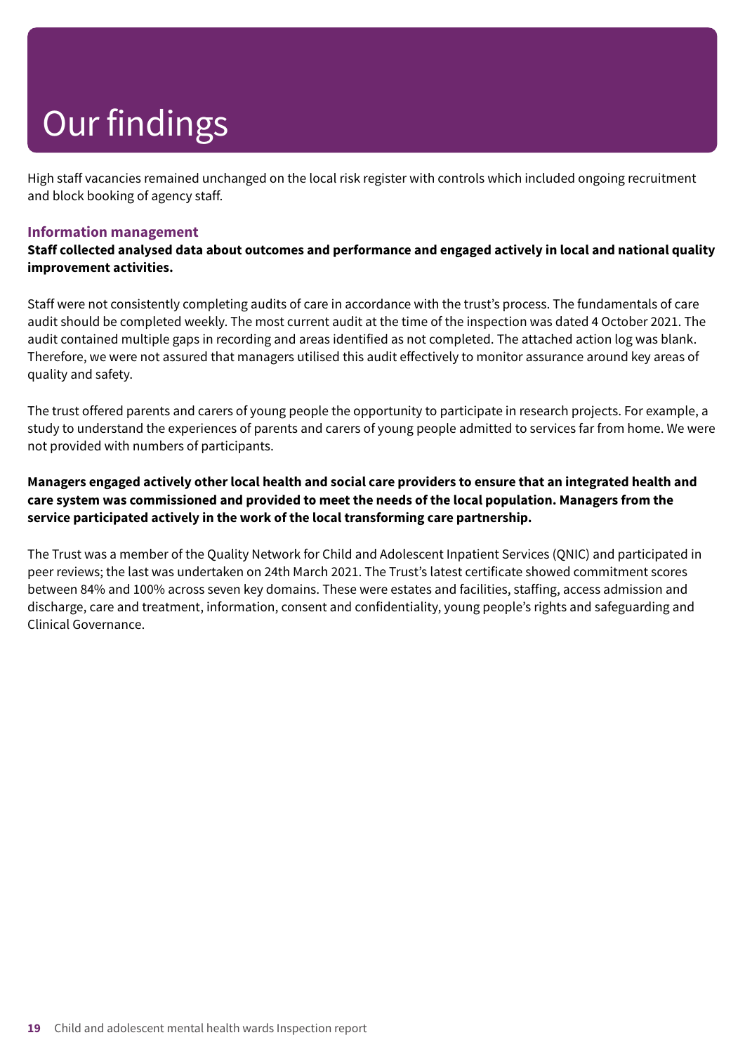# Our findings

High staff vacancies remained unchanged on the local risk register with controls which included ongoing recruitment and block booking of agency staff.

### Information management

**Staff collected analysed data about outcomes and performance and engaged actively in local and national quality improvement activities.**

Staff were not consistently completing audits of care in accordance with the trust's process. The fundamentals of care audit should be completed weekly. The most current audit at the time of the inspection was dated 4 October 2021. The audit contained multiple gaps in recording and areas identified as not completed. The attached action log was blank. Therefore, we were not assured that managers utilised this audit effectively to monitor assurance around key areas of quality and safety.

The trust offered parents and carers of young people the opportunity to participate in research projects. For example, a study to understand the experiences of parents and carers of young people admitted to services far from home. We were not provided with numbers of participants.

**Managers engaged actively other local health and social care providers to ensure that an integrated health and care system was commissioned and provided to meet the needs of the local population. Managers from the service participated actively in the work of the local transforming care partnership.**

The Trust was a member of the Quality Network for Child and Adolescent Inpatient Services (QNIC) and participated in peer reviews; the last was undertaken on 24th March 2021. The Trust's latest certificate showed commitment scores between 84% and 100% across seven key domains. These were estates and facilities, staffing, access admission and discharge, care and treatment, information, consent and confidentiality, young people's rights and safeguarding and Clinical Governance.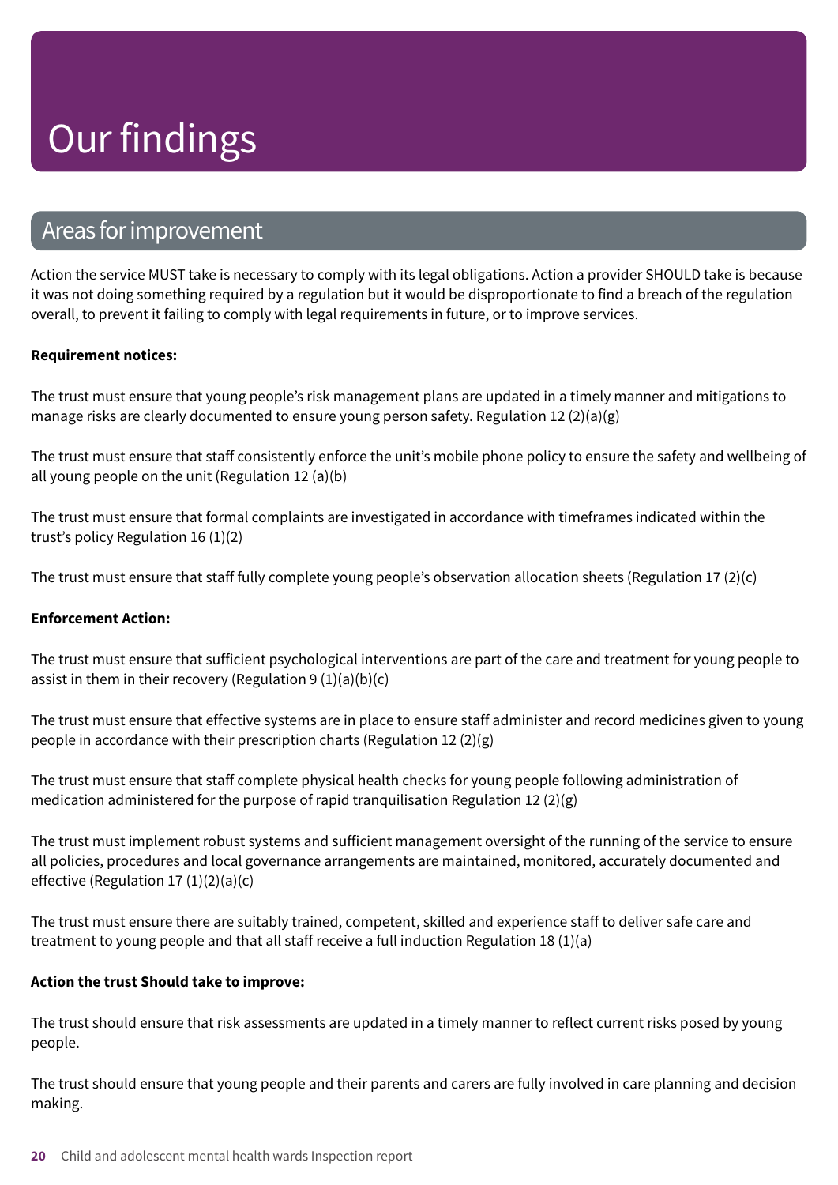# Our findings

## Areas for improvement

Action the service MUST take is necessary to comply with its legal obligations. Action a provider SHOULD take is because it was not doing something required by a regulation but it would be disproportionate to find a breach of the regulation overall, to prevent it failing to comply with legal requirements in future, or to improve services.

**Requirement notices:**

The trust must ensure that young people's risk management plans are updated in a timely manner and mitigations to manage risks are clearly documented to ensure young person safety. Regulation 12 (2)(a)(g)

The trust must ensure that staff consistently enforce the unit's mobile phone policy to ensure the safety and wellbeing of all young people on the unit (Regulation 12 (a)(b)

The trust must ensure that formal complaints are investigated in accordance with timeframes indicated within the trust's policy Regulation 16 (1)(2)

The trust must ensure that staff fully complete young people's observation allocation sheets (Regulation 17 (2)(c)

**Enforcement Action:**

The trust must ensure that sufficient psychological interventions are part of the care and treatment for young people to assist in them in their recovery (Regulation 9 (1)(a)(b)(c)

The trust must ensure that effective systems are in place to ensure staff administer and record medicines given to young people in accordance with their prescription charts (Regulation 12 (2)(g)

The trust must ensure that staff complete physical health checks for young people following administration of medication administered for the purpose of rapid tranquilisation Regulation 12 (2)(g)

The trust must implement robust systems and sufficient management oversight of the running of the service to ensure all policies, procedures and local governance arrangements are maintained, monitored, accurately documented and effective (Regulation 17 (1)(2)(a)(c)

The trust must ensure there are suitably trained, competent, skilled and experience staff to deliver safe care and treatment to young people and that all staff receive a full induction Regulation 18 (1)(a)

**Action the trust Should take to improve:**

The trust should ensure that risk assessments are updated in a timely manner to reflect current risks posed by young people.

The trust should ensure that young people and their parents and carers are fully involved in care planning and decision making.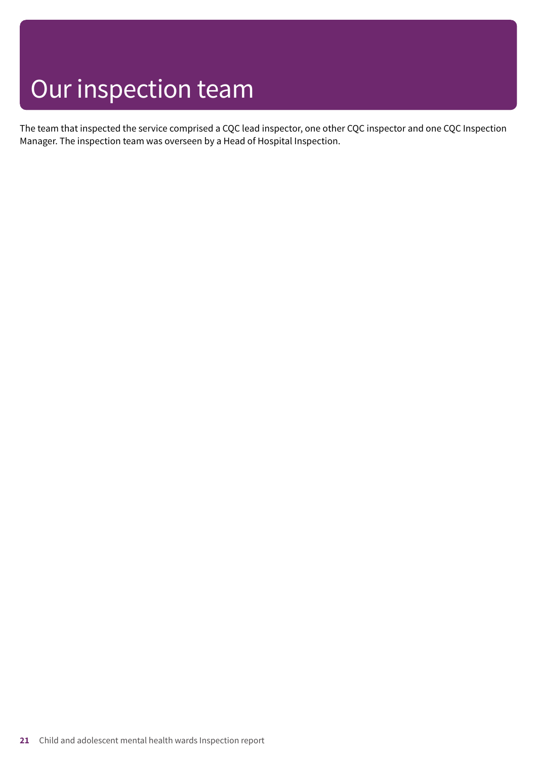# Our inspection team

The team that inspected the service comprised a CQC lead inspector, one other CQC inspector and one CQC Inspection Manager. The inspection team was overseen by a Head of Hospital Inspection.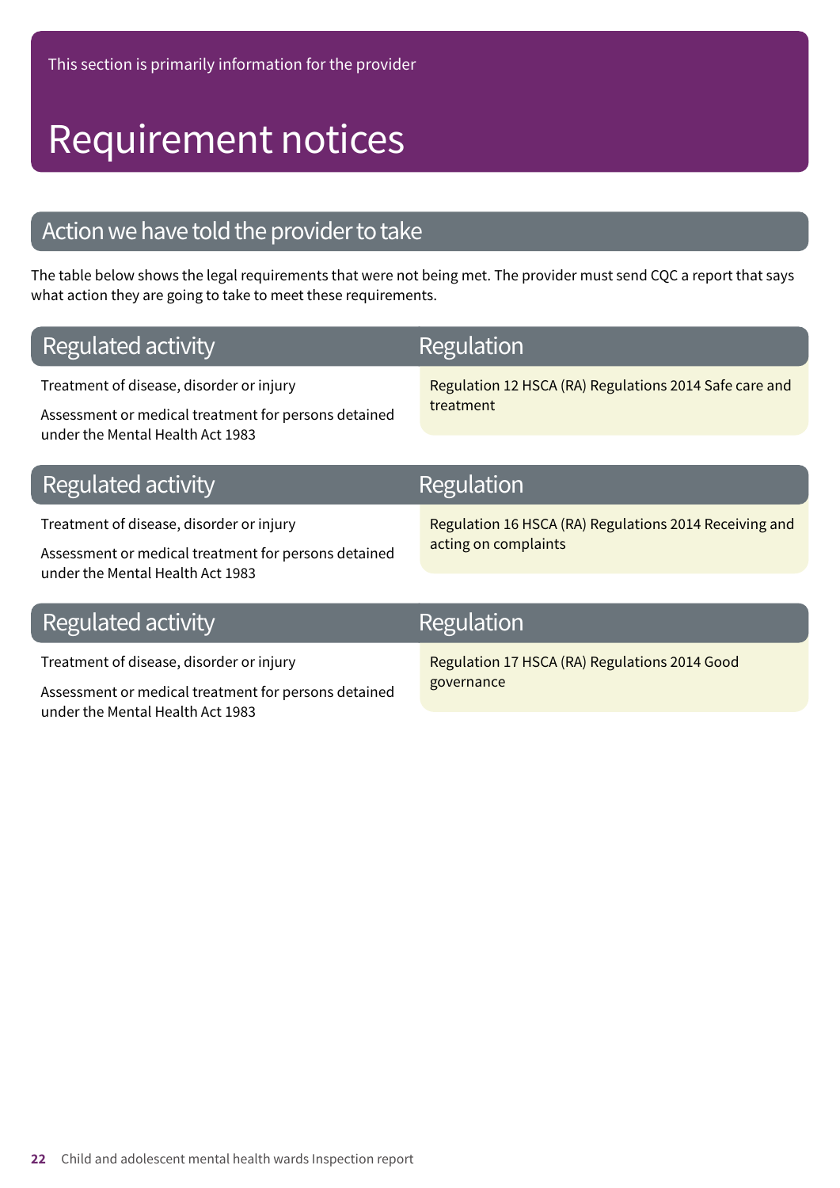This section is primarily information for the provider

# Requirement notices

## Action we have told the provider to take

The table below shows the legal requirements that were not being met. The provider must send CQC a report that says what action they are going to take to meet these requirements.

| Regulated activity | Regulation |
| --- | --- |
| Treatment of disease, disorder or injury<br><br>Assessment or medical treatment for persons detained under the Mental Health Act 1983 | Regulation 12 HSCA (RA) Regulations 2014 Safe care and treatment |

| Regulated activity | Regulation |
| --- | --- |
| Treatment of disease, disorder or injury<br><br>Assessment or medical treatment for persons detained under the Mental Health Act 1983 | Regulation 16 HSCA (RA) Regulations 2014 Receiving and acting on complaints |

| Regulated activity | Regulation |
| --- | --- |
| Treatment of disease, disorder or injury<br><br>Assessment or medical treatment for persons detained under the Mental Health Act 1983 | Regulation 17 HSCA (RA) Regulations 2014 Good governance |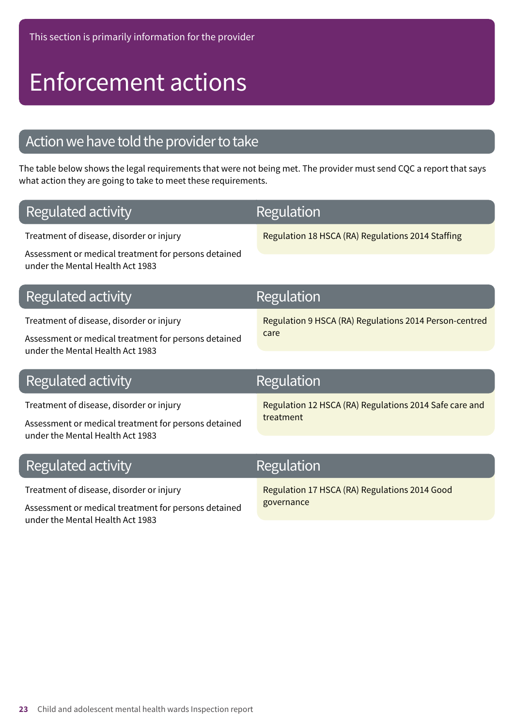This section is primarily information for the provider

# Enforcement actions

## Action we have told the provider to take

The table below shows the legal requirements that were not being met. The provider must send CQC a report that says what action they are going to take to meet these requirements.

| Regulated activity | Regulation |
| --- | --- |
| Treatment of disease, disorder or injury<br><br>Assessment or medical treatment for persons detained under the Mental Health Act 1983 | Regulation 18 HSCA (RA) Regulations 2014 Staffing |

| Regulated activity | Regulation |
| --- | --- |
| Treatment of disease, disorder or injury<br><br>Assessment or medical treatment for persons detained under the Mental Health Act 1983 | Regulation 9 HSCA (RA) Regulations 2014 Person-centred care |

| Regulated activity | Regulation |
| --- | --- |
| Treatment of disease, disorder or injury<br><br>Assessment or medical treatment for persons detained under the Mental Health Act 1983 | Regulation 12 HSCA (RA) Regulations 2014 Safe care and treatment |

| Regulated activity | Regulation |
| --- | --- |
| Treatment of disease, disorder or injury<br><br>Assessment or medical treatment for persons detained under the Mental Health Act 1983 | Regulation 17 HSCA (RA) Regulations 2014 Good governance |